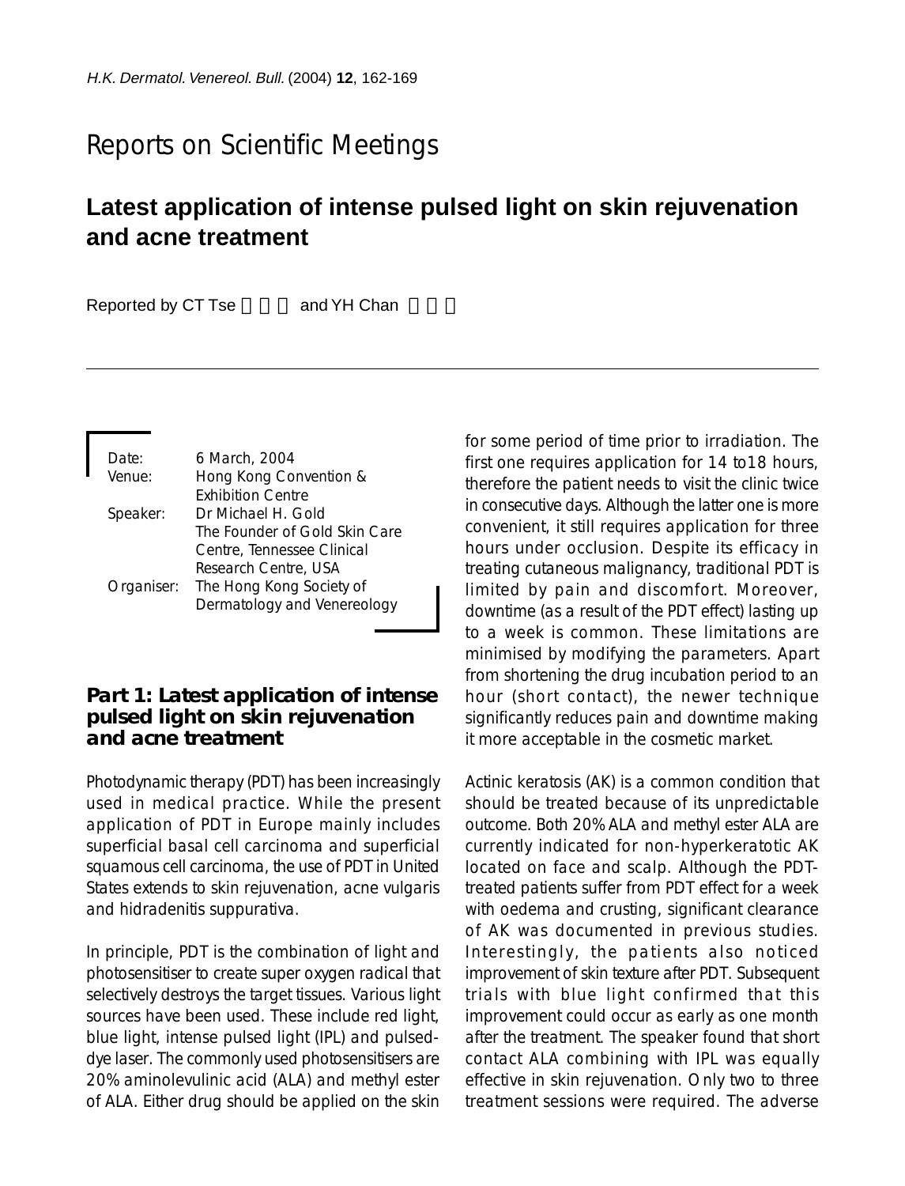# Reports on Scientific Meetings

## Latest application of intense pulsed light on skin rejuvenation and acne treatment

Reported by CT Tse and YH Chan

| | |
|---|---|
| Date: | 6 March, 2004 |
| Venue: | Hong Kong Convention & Exhibition Centre |
| Speaker: | Dr Michael H. Gold<br>The Founder of Gold Skin Care Centre, Tennessee Clinical Research Centre, USA |
| Organiser: | The Hong Kong Society of Dermatology and Venereology |

### Part 1: Latest application of intense pulsed light on skin rejuvenation and acne treatment

Photodynamic therapy (PDT) has been increasingly used in medical practice. While the present application of PDT in Europe mainly includes superficial basal cell carcinoma and superficial squamous cell carcinoma, the use of PDT in United States extends to skin rejuvenation, acne vulgaris and hidradenitis suppurativa.

In principle, PDT is the combination of light and photosensitiser to create super oxygen radical that selectively destroys the target tissues. Various light sources have been used. These include red light, blue light, intense pulsed light (IPL) and pulsed-dye laser. The commonly used photosensitisers are 20% aminolevulinic acid (ALA) and methyl ester of ALA. Either drug should be applied on the skin for some period of time prior to irradiation. The first one requires application for 14 to18 hours, therefore the patient needs to visit the clinic twice in consecutive days. Although the latter one is more convenient, it still requires application for three hours under occlusion. Despite its efficacy in treating cutaneous malignancy, traditional PDT is limited by pain and discomfort. Moreover, downtime (as a result of the PDT effect) lasting up to a week is common. These limitations are minimised by modifying the parameters. Apart from shortening the drug incubation period to an hour (short contact), the newer technique significantly reduces pain and downtime making it more acceptable in the cosmetic market.

Actinic keratosis (AK) is a common condition that should be treated because of its unpredictable outcome. Both 20% ALA and methyl ester ALA are currently indicated for non-hyperkeratotic AK located on face and scalp. Although the PDT-treated patients suffer from PDT effect for a week with oedema and crusting, significant clearance of AK was documented in previous studies. Interestingly, the patients also noticed improvement of skin texture after PDT. Subsequent trials with blue light confirmed that this improvement could occur as early as one month after the treatment. The speaker found that short contact ALA combining with IPL was equally effective in skin rejuvenation. Only two to three treatment sessions were required. The adverse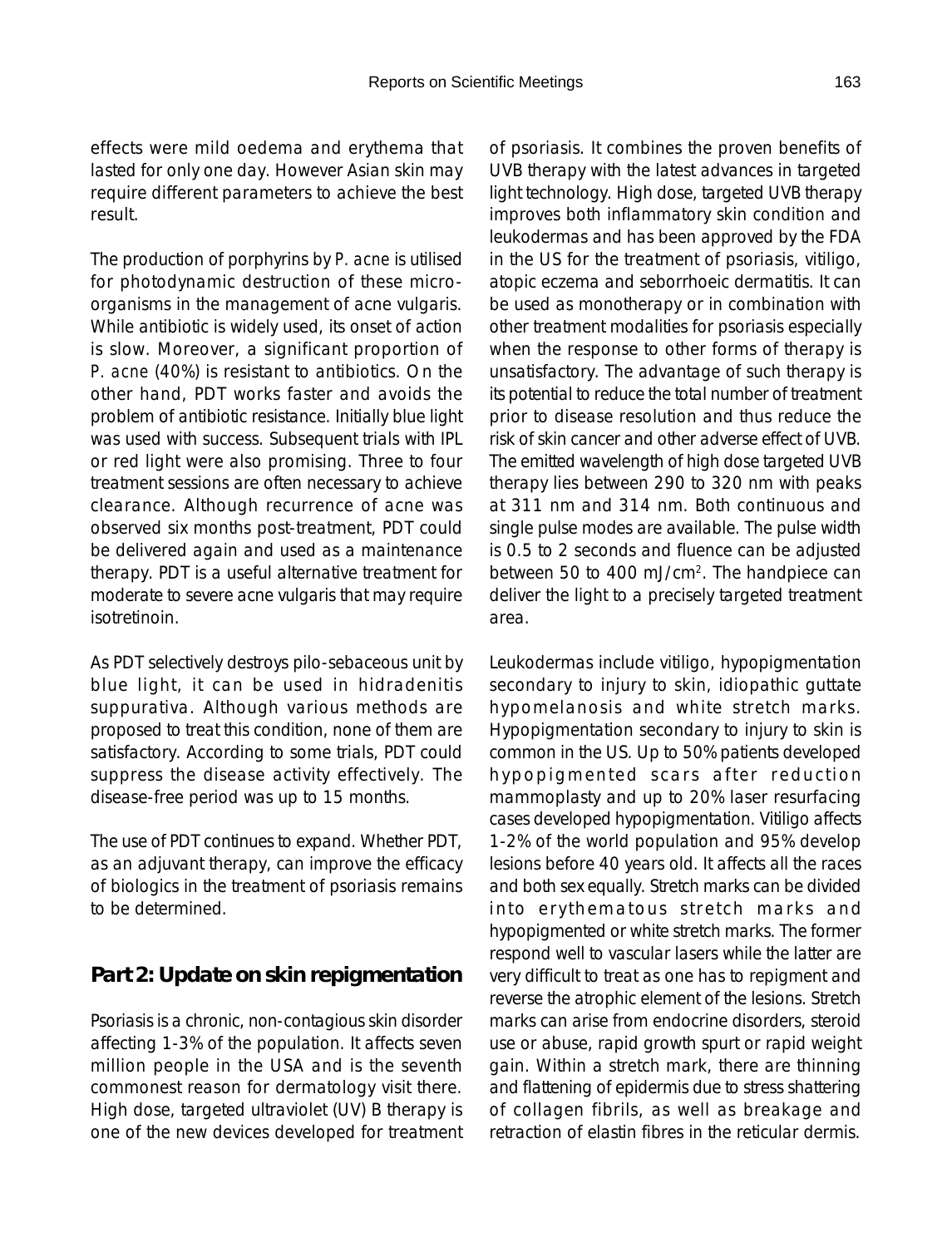effects were mild oedema and erythema that lasted for only one day. However Asian skin may require different parameters to achieve the best result.

The production of porphyrins by *P. acne* is utilised for photodynamic destruction of these micro-organisms in the management of acne vulgaris. While antibiotic is widely used, its onset of action is slow. Moreover, a significant proportion of *P. acne* (40%) is resistant to antibiotics. On the other hand, PDT works faster and avoids the problem of antibiotic resistance. Initially blue light was used with success. Subsequent trials with IPL or red light were also promising. Three to four treatment sessions are often necessary to achieve clearance. Although recurrence of acne was observed six months post-treatment, PDT could be delivered again and used as a maintenance therapy. PDT is a useful alternative treatment for moderate to severe acne vulgaris that may require isotretinoin.

As PDT selectively destroys pilo-sebaceous unit by blue light, it can be used in hidradenitis suppurativa. Although various methods are proposed to treat this condition, none of them are satisfactory. According to some trials, PDT could suppress the disease activity effectively. The disease-free period was up to 15 months.

The use of PDT continues to expand. Whether PDT, as an adjuvant therapy, can improve the efficacy of biologics in the treatment of psoriasis remains to be determined.

## Part 2: Update on skin repigmentation

Psoriasis is a chronic, non-contagious skin disorder affecting 1-3% of the population. It affects seven million people in the USA and is the seventh commonest reason for dermatology visit there. High dose, targeted ultraviolet (UV) B therapy is one of the new devices developed for treatment of psoriasis. It combines the proven benefits of UVB therapy with the latest advances in targeted light technology. High dose, targeted UVB therapy improves both inflammatory skin condition and leukodermas and has been approved by the FDA in the US for the treatment of psoriasis, vitiligo, atopic eczema and seborrhoeic dermatitis. It can be used as monotherapy or in combination with other treatment modalities for psoriasis especially when the response to other forms of therapy is unsatisfactory. The advantage of such therapy is its potential to reduce the total number of treatment prior to disease resolution and thus reduce the risk of skin cancer and other adverse effect of UVB. The emitted wavelength of high dose targeted UVB therapy lies between 290 to 320 nm with peaks at 311 nm and 314 nm. Both continuous and single pulse modes are available. The pulse width is 0.5 to 2 seconds and fluence can be adjusted between 50 to 400 mJ/cm$^2$. The handpiece can deliver the light to a precisely targeted treatment area.

Leukodermas include vitiligo, hypopigmentation secondary to injury to skin, idiopathic guttate hypomelanosis and white stretch marks. Hypopigmentation secondary to injury to skin is common in the US. Up to 50% patients developed hypopigmented scars after reduction mammoplasty and up to 20% laser resurfacing cases developed hypopigmentation. Vitiligo affects 1-2% of the world population and 95% develop lesions before 40 years old. It affects all the races and both sex equally. Stretch marks can be divided into erythematous stretch marks and hypopigmented or white stretch marks. The former respond well to vascular lasers while the latter are very difficult to treat as one has to repigment and reverse the atrophic element of the lesions. Stretch marks can arise from endocrine disorders, steroid use or abuse, rapid growth spurt or rapid weight gain. Within a stretch mark, there are thinning and flattening of epidermis due to stress shattering of collagen fibrils, as well as breakage and retraction of elastin fibres in the reticular dermis.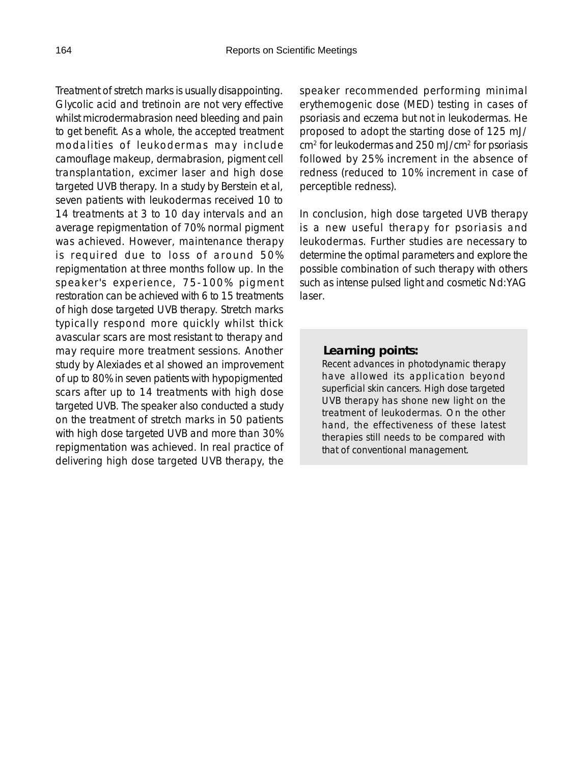Treatment of stretch marks is usually disappointing. Glycolic acid and tretinoin are not very effective whilst microdermabrasion need bleeding and pain to get benefit. As a whole, the accepted treatment modalities of leukodermas may include camouflage makeup, dermabrasion, pigment cell transplantation, excimer laser and high dose targeted UVB therapy. In a study by Berstein et al, seven patients with leukodermas received 10 to 14 treatments at 3 to 10 day intervals and an average repigmentation of 70% normal pigment was achieved. However, maintenance therapy is required due to loss of around 50% repigmentation at three months follow up. In the speaker's experience, 75-100% pigment restoration can be achieved with 6 to 15 treatments of high dose targeted UVB therapy. Stretch marks typically respond more quickly whilst thick avascular scars are most resistant to therapy and may require more treatment sessions. Another study by Alexiades et al showed an improvement of up to 80% in seven patients with hypopigmented scars after up to 14 treatments with high dose targeted UVB. The speaker also conducted a study on the treatment of stretch marks in 50 patients with high dose targeted UVB and more than 30% repigmentation was achieved. In real practice of delivering high dose targeted UVB therapy, the speaker recommended performing minimal erythemogenic dose (MED) testing in cases of psoriasis and eczema but not in leukodermas. He proposed to adopt the starting dose of 125 mJ/cm$^2$ for leukodermas and 250 mJ/cm$^2$ for psoriasis followed by 25% increment in the absence of redness (reduced to 10% increment in case of perceptible redness).

In conclusion, high dose targeted UVB therapy is a new useful therapy for psoriasis and leukodermas. Further studies are necessary to determine the optimal parameters and explore the possible combination of such therapy with others such as intense pulsed light and cosmetic Nd:YAG laser.

**Learning points:**

Recent advances in photodynamic therapy have allowed its application beyond superficial skin cancers. High dose targeted UVB therapy has shone new light on the treatment of leukodermas. On the other hand, the effectiveness of these latest therapies still needs to be compared with that of conventional management.